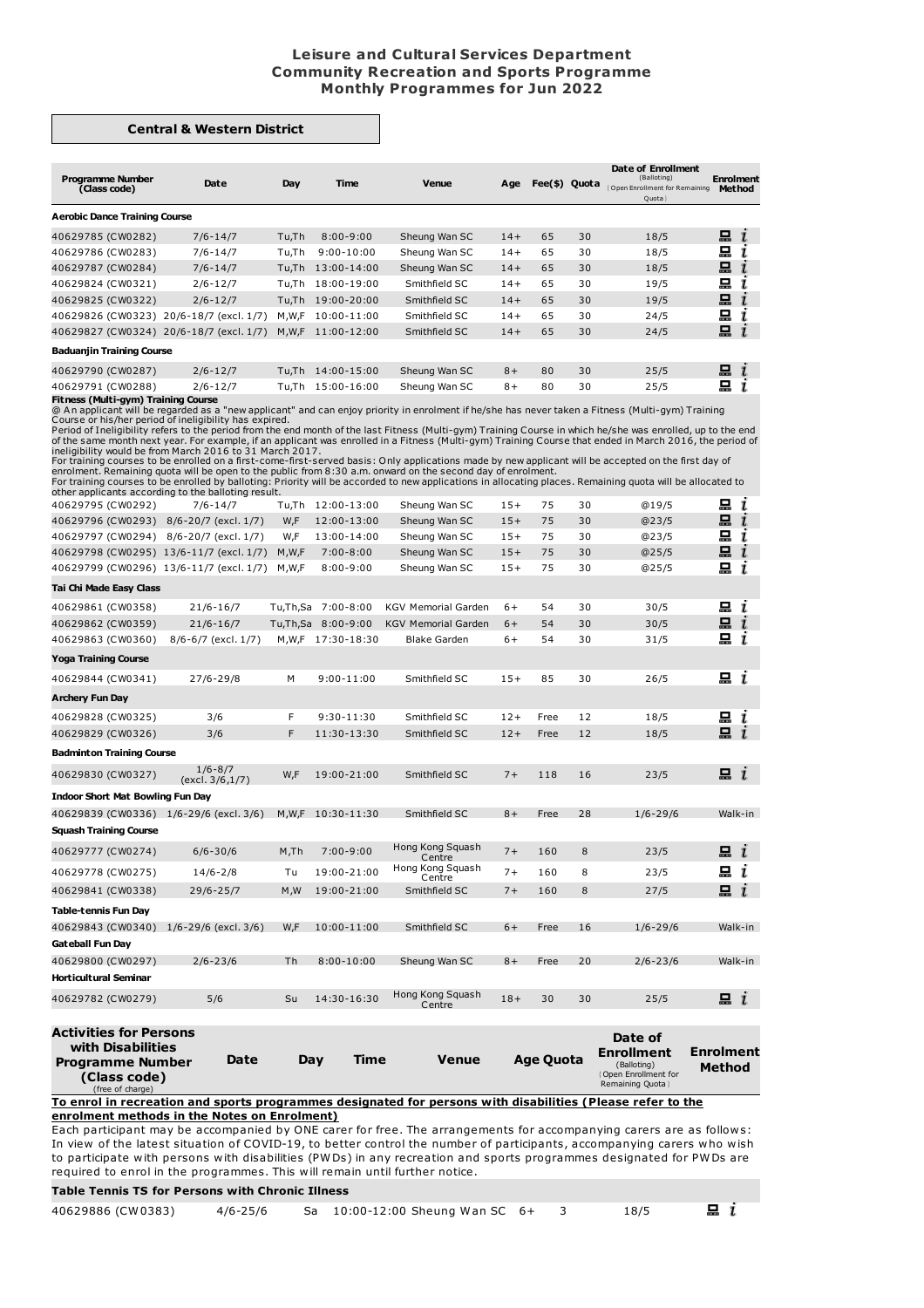**Leisure and Cultural Services Department**
**Community Recreation and Sports Programme**
**Monthly Programmes for Jun 2022**

## Central & Western District

| Programme Number (Class code) | Date | Day | Time | Venue | Age | Fee($) | Quota | Date of Enrollment (Balloting) (Open Enrollment for Remaining Quota) | Enrolment Method |
|---|---|---|---|---|---|---|---|---|---|
| **Aerobic Dance Training Course** | | | | | | | | | |
| 40629785 (CW0282) | 7/6-14/7 | Tu,Th | 8:00-9:00 | Sheung Wan SC | 14+ | 65 | 30 | 18/5 | 💻 i |
| 40629786 (CW0283) | 7/6-14/7 | Tu,Th | 9:00-10:00 | Sheung Wan SC | 14+ | 65 | 30 | 18/5 | 💻 i |
| 40629787 (CW0284) | 7/6-14/7 | Tu,Th | 13:00-14:00 | Sheung Wan SC | 14+ | 65 | 30 | 18/5 | 💻 i |
| 40629824 (CW0321) | 2/6-12/7 | Tu,Th | 18:00-19:00 | Smithfield SC | 14+ | 65 | 30 | 19/5 | 💻 i |
| 40629825 (CW0322) | 2/6-12/7 | Tu,Th | 19:00-20:00 | Smithfield SC | 14+ | 65 | 30 | 19/5 | 💻 i |
| 40629826 (CW0323) | 20/6-18/7 (excl. 1/7) | M,W,F | 10:00-11:00 | Smithfield SC | 14+ | 65 | 30 | 24/5 | 💻 i |
| 40629827 (CW0324) | 20/6-18/7 (excl. 1/7) | M,W,F | 11:00-12:00 | Smithfield SC | 14+ | 65 | 30 | 24/5 | 💻 i |
| **Baduanjin Training Course** | | | | | | | | | |
| 40629790 (CW0287) | 2/6-12/7 | Tu,Th | 14:00-15:00 | Sheung Wan SC | 8+ | 80 | 30 | 25/5 | 💻 i |
| 40629791 (CW0288) | 2/6-12/7 | Tu,Th | 15:00-16:00 | Sheung Wan SC | 8+ | 80 | 30 | 25/5 | 💻 i |

**Fitness (Multi-gym) Training Course**

@ An applicant will be regarded as a "new applicant" and can enjoy priority in enrolment if he/she has never taken a Fitness (Multi-gym) Training Course or his/her period of ineligibility has expired.
Period of Ineligibility refers to the period from the end month of the last Fitness (Multi-gym) Training Course in which he/she was enrolled, up to the end of the same month next year. For example, if an applicant was enrolled in a Fitness (Multi-gym) Training Course that ended in March 2016, the period of ineligibility would be from March 2016 to 31 March 2017.
For training courses to be enrolled on a first-come-first-served basis: Only applications made by new applicant will be accepted on the first day of enrolment. Remaining quota will be open to the public from 8:30 a.m. onward on the second day of enrolment.
For training courses to be enrolled by balloting: Priority will be accorded to new applications in allocating places. Remaining quota will be allocated to other applicants according to the balloting result.

| Programme Number (Class code) | Date | Day | Time | Venue | Age | Fee($) | Quota | Date of Enrollment (Balloting) (Open Enrollment for Remaining Quota) | Enrolment Method |
|---|---|---|---|---|---|---|---|---|---|
| 40629795 (CW0292) | 7/6-14/7 | Tu,Th | 12:00-13:00 | Sheung Wan SC | 15+ | 75 | 30 | @19/5 | 💻 i |
| 40629796 (CW0293) | 8/6-20/7 (excl. 1/7) | W,F | 12:00-13:00 | Sheung Wan SC | 15+ | 75 | 30 | @23/5 | 💻 i |
| 40629797 (CW0294) | 8/6-20/7 (excl. 1/7) | W,F | 13:00-14:00 | Sheung Wan SC | 15+ | 75 | 30 | @23/5 | 💻 i |
| 40629798 (CW0295) | 13/6-11/7 (excl. 1/7) | M,W,F | 7:00-8:00 | Sheung Wan SC | 15+ | 75 | 30 | @25/5 | 💻 i |
| 40629799 (CW0296) | 13/6-11/7 (excl. 1/7) | M,W,F | 8:00-9:00 | Sheung Wan SC | 15+ | 75 | 30 | @25/5 | 💻 i |
| **Tai Chi Made Easy Class** | | | | | | | | | |
| 40629861 (CW0358) | 21/6-16/7 | Tu,Th,Sa | 7:00-8:00 | KGV Memorial Garden | 6+ | 54 | 30 | 30/5 | 💻 i |
| 40629862 (CW0359) | 21/6-16/7 | Tu,Th,Sa | 8:00-9:00 | KGV Memorial Garden | 6+ | 54 | 30 | 30/5 | 💻 i |
| 40629863 (CW0360) | 8/6-6/7 (excl. 1/7) | M,W,F | 17:30-18:30 | Blake Garden | 6+ | 54 | 30 | 31/5 | 💻 i |
| **Yoga Training Course** | | | | | | | | | |
| 40629844 (CW0341) | 27/6-29/8 | M | 9:00-11:00 | Smithfield SC | 15+ | 85 | 30 | 26/5 | 💻 i |
| **Archery Fun Day** | | | | | | | | | |
| 40629828 (CW0325) | 3/6 | F | 9:30-11:30 | Smithfield SC | 12+ | Free | 12 | 18/5 | 💻 i |
| 40629829 (CW0326) | 3/6 | F | 11:30-13:30 | Smithfield SC | 12+ | Free | 12 | 18/5 | 💻 i |
| **Badminton Training Course** | | | | | | | | | |
| 40629830 (CW0327) | 1/6-8/7 (excl. 3/6,1/7) | W,F | 19:00-21:00 | Smithfield SC | 7+ | 118 | 16 | 23/5 | 💻 i |
| **Indoor Short Mat Bowling Fun Day** | | | | | | | | | |
| 40629839 (CW0336) | 1/6-29/6 (excl. 3/6) | M,W,F | 10:30-11:30 | Smithfield SC | 8+ | Free | 28 | 1/6-29/6 | Walk-in |
| **Squash Training Course** | | | | | | | | | |
| 40629777 (CW0274) | 6/6-30/6 | M,Th | 7:00-9:00 | Hong Kong Squash Centre | 7+ | 160 | 8 | 23/5 | 💻 i |
| 40629778 (CW0275) | 14/6-2/8 | Tu | 19:00-21:00 | Hong Kong Squash Centre | 7+ | 160 | 8 | 23/5 | 💻 i |
| 40629841 (CW0338) | 29/6-25/7 | M,W | 19:00-21:00 | Smithfield SC | 7+ | 160 | 8 | 27/5 | 💻 i |
| **Table-tennis Fun Day** | | | | | | | | | |
| 40629843 (CW0340) | 1/6-29/6 (excl. 3/6) | W,F | 10:00-11:00 | Smithfield SC | 6+ | Free | 16 | 1/6-29/6 | Walk-in |
| **Gateball Fun Day** | | | | | | | | | |
| 40629800 (CW0297) | 2/6-23/6 | Th | 8:00-10:00 | Sheung Wan SC | 8+ | Free | 20 | 2/6-23/6 | Walk-in |
| **Horticultural Seminar** | | | | | | | | | |
| 40629782 (CW0279) | 5/6 | Su | 14:30-16:30 | Hong Kong Squash Centre | 18+ | 30 | 30 | 25/5 | 💻 i |

**Activities for Persons with Disabilities**

| Programme Number (Class code) (free of charge) | Date | Day | Time | Venue | Age | Quota | Date of Enrollment (Balloting) (Open Enrollment for Remaining Quota) | Enrolment Method |
|---|---|---|---|---|---|---|---|---|
| **Table Tennis TS for Persons with Chronic Illness** | | | | | | | | |
| 40629886 (CW0383) | 4/6-25/6 | Sa | 10:00-12:00 | Sheung Wan SC | 6+ | 3 | 18/5 | 💻 i |

**To enrol in recreation and sports programmes designated for persons with disabilities (Please refer to the enrolment methods in the Notes on Enrolment)**

Each participant may be accompanied by ONE carer for free. The arrangements for accompanying carers are as follows: In view of the latest situation of COVID-19, to better control the number of participants, accompanying carers who wish to participate with persons with disabilities (PWDs) in any recreation and sports programmes designated for PWDs are required to enrol in the programmes. This will remain until further notice.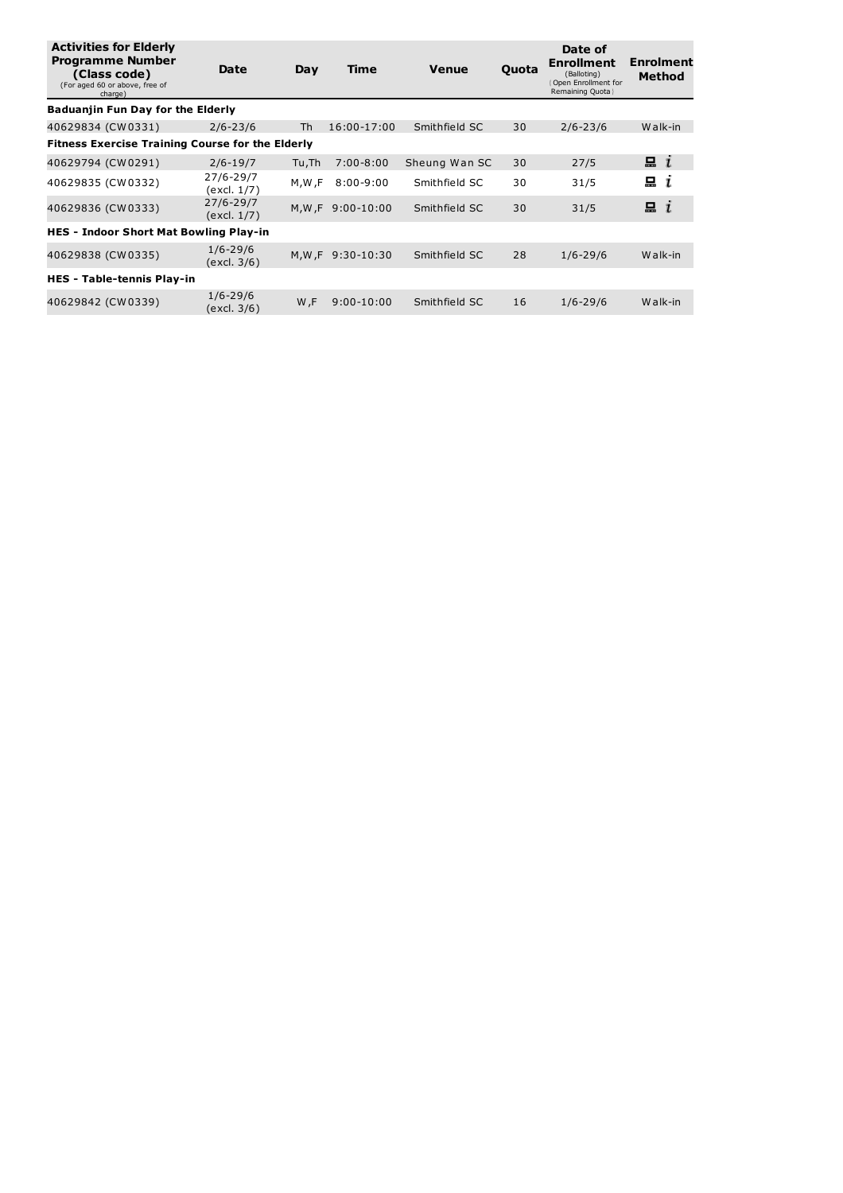| Activities for Elderly Programme Number (Class code) (For aged 60 or above, free of charge) | Date | Day | Time | Venue | Quota | Date of Enrollment (Balloting) (Open Enrollment for Remaining Quota) | Enrolment Method |
|---|---|---|---|---|---|---|---|
| **Baduanjin Fun Day for the Elderly** | | | | | | | |
| 40629834 (CW0331) | 2/6-23/6 | Th | 16:00-17:00 | Smithfield SC | 30 | 2/6-23/6 | Walk-in |
| **Fitness Exercise Training Course for the Elderly** | | | | | | | |
| 40629794 (CW0291) | 2/6-19/7 | Tu,Th | 7:00-8:00 | Sheung Wan SC | 30 | 27/5 | 💻 i |
| 40629835 (CW0332) | 27/6-29/7 (excl. 1/7) | M,W,F | 8:00-9:00 | Smithfield SC | 30 | 31/5 | 💻 i |
| 40629836 (CW0333) | 27/6-29/7 (excl. 1/7) | M,W,F | 9:00-10:00 | Smithfield SC | 30 | 31/5 | 💻 i |
| **HES - Indoor Short Mat Bowling Play-in** | | | | | | | |
| 40629838 (CW0335) | 1/6-29/6 (excl. 3/6) | M,W,F | 9:30-10:30 | Smithfield SC | 28 | 1/6-29/6 | Walk-in |
| **HES - Table-tennis Play-in** | | | | | | | |
| 40629842 (CW0339) | 1/6-29/6 (excl. 3/6) | W,F | 9:00-10:00 | Smithfield SC | 16 | 1/6-29/6 | Walk-in |